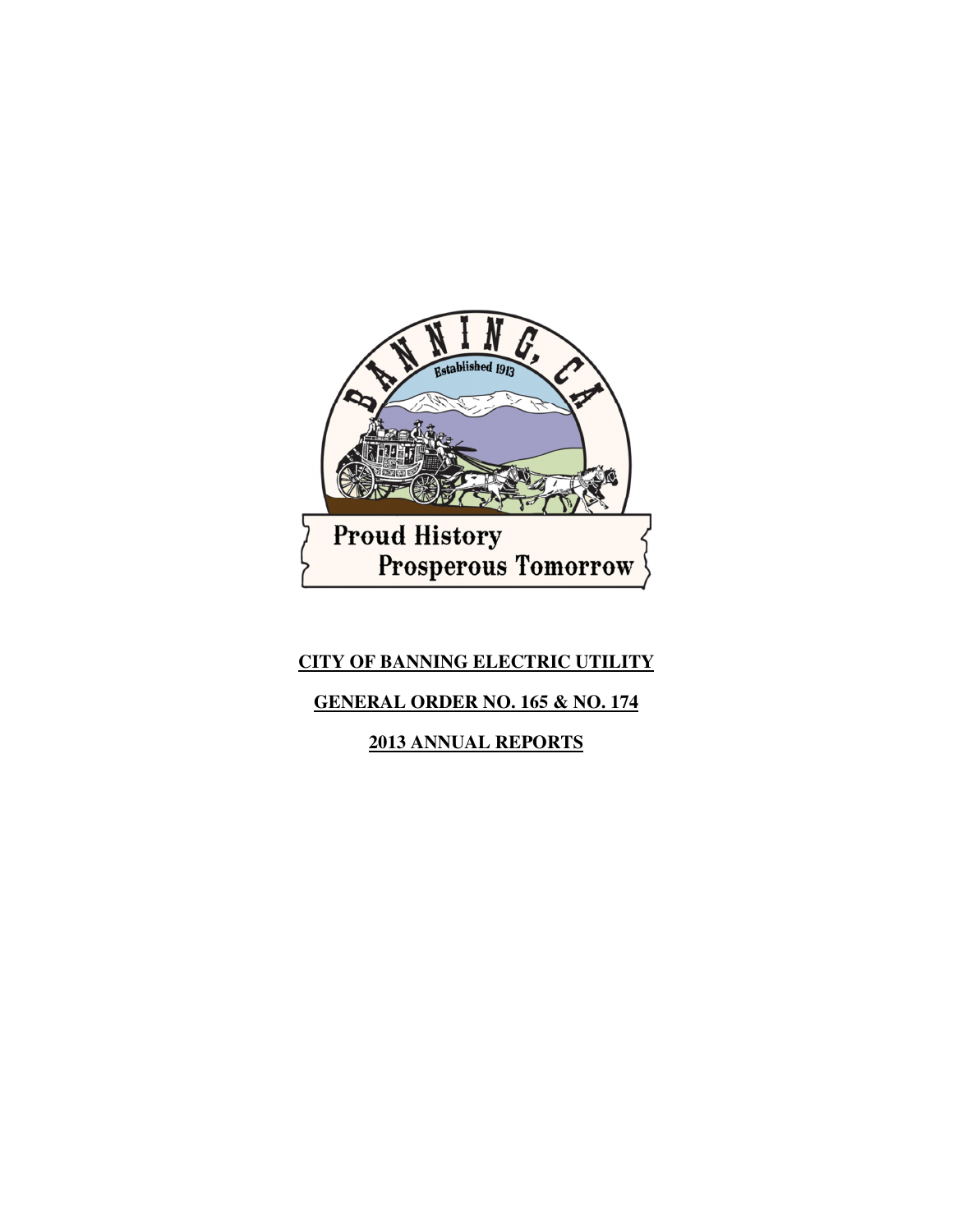**CITY OF BANNING ELECTRIC UTILITY**

**GENERAL ORDER NO. 165 & NO. 174**

**2013 ANNUAL REPORTS**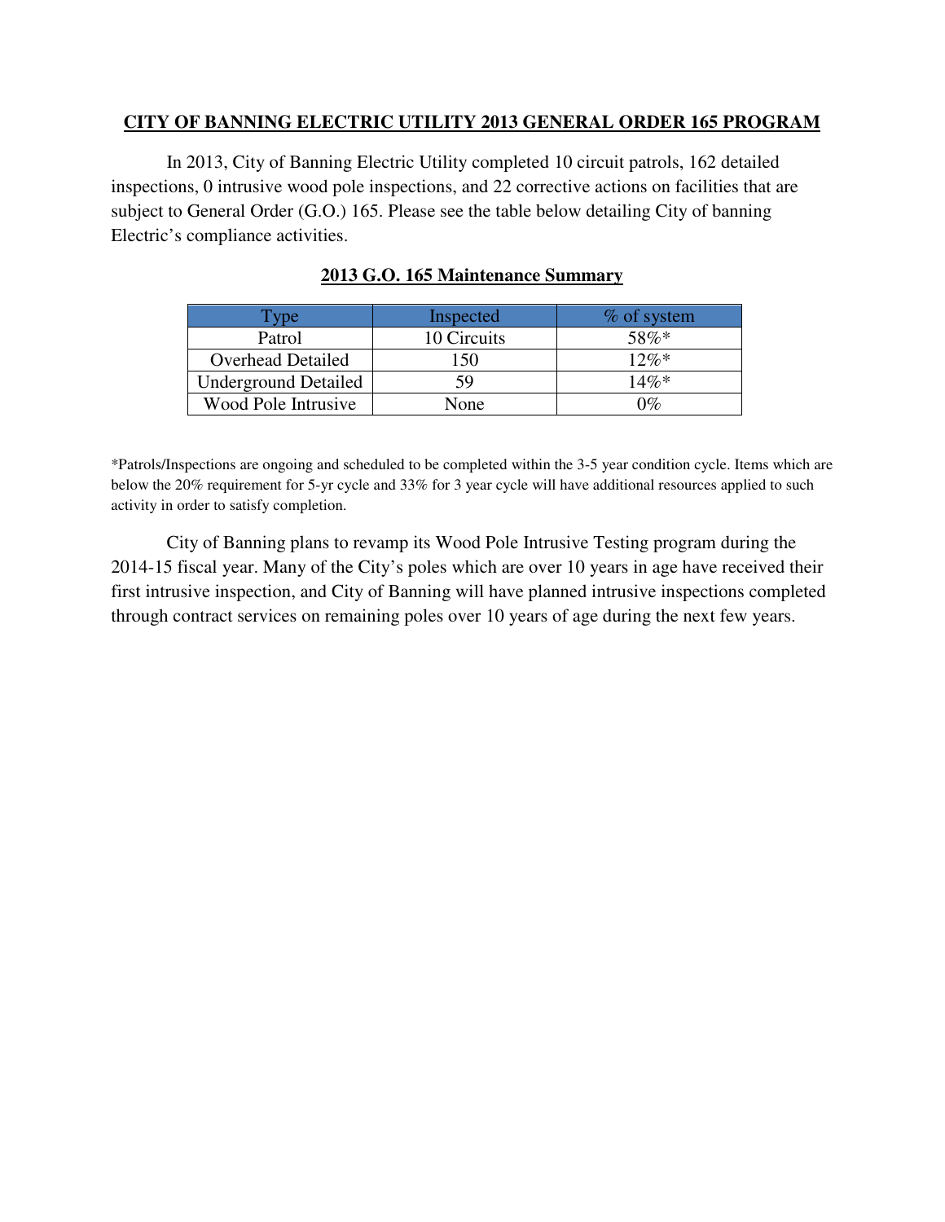**CITY OF BANNING ELECTRIC UTILITY 2013 GENERAL ORDER 165 PROGRAM**

In 2013, City of Banning Electric Utility completed 10 circuit patrols, 162 detailed inspections, 0 intrusive wood pole inspections, and 22 corrective actions on facilities that are subject to General Order (G.O.) 165. Please see the table below detailing City of banning Electric's compliance activities.

**2013 G.O. 165 Maintenance Summary**

| Type | Inspected | % of system |
| --- | --- | --- |
| Patrol | 10 Circuits | 58%* |
| Overhead Detailed | 150 | 12%* |
| Underground Detailed | 59 | 14%* |
| Wood Pole Intrusive | None | 0% |

*Patrols/Inspections are ongoing and scheduled to be completed within the 3-5 year condition cycle. Items which are below the 20% requirement for 5-yr cycle and 33% for 3 year cycle will have additional resources applied to such activity in order to satisfy completion.

City of Banning plans to revamp its Wood Pole Intrusive Testing program during the 2014-15 fiscal year. Many of the City's poles which are over 10 years in age have received their first intrusive inspection, and City of Banning will have planned intrusive inspections completed through contract services on remaining poles over 10 years of age during the next few years.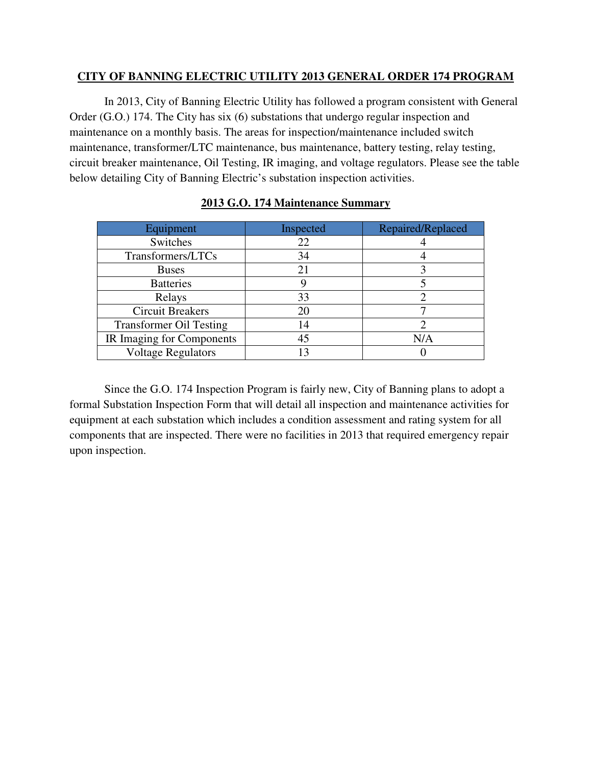## CITY OF BANNING ELECTRIC UTILITY 2013 GENERAL ORDER 174 PROGRAM

In 2013, City of Banning Electric Utility has followed a program consistent with General Order (G.O.) 174. The City has six (6) substations that undergo regular inspection and maintenance on a monthly basis. The areas for inspection/maintenance included switch maintenance, transformer/LTC maintenance, bus maintenance, battery testing, relay testing, circuit breaker maintenance, Oil Testing, IR imaging, and voltage regulators. Please see the table below detailing City of Banning Electric's substation inspection activities.

### 2013 G.O. 174 Maintenance Summary

| Equipment | Inspected | Repaired/Replaced |
|---|---|---|
| Switches | 22 | 4 |
| Transformers/LTCs | 34 | 4 |
| Buses | 21 | 3 |
| Batteries | 9 | 5 |
| Relays | 33 | 2 |
| Circuit Breakers | 20 | 7 |
| Transformer Oil Testing | 14 | 2 |
| IR Imaging for Components | 45 | N/A |
| Voltage Regulators | 13 | 0 |

Since the G.O. 174 Inspection Program is fairly new, City of Banning plans to adopt a formal Substation Inspection Form that will detail all inspection and maintenance activities for equipment at each substation which includes a condition assessment and rating system for all components that are inspected. There were no facilities in 2013 that required emergency repair upon inspection.